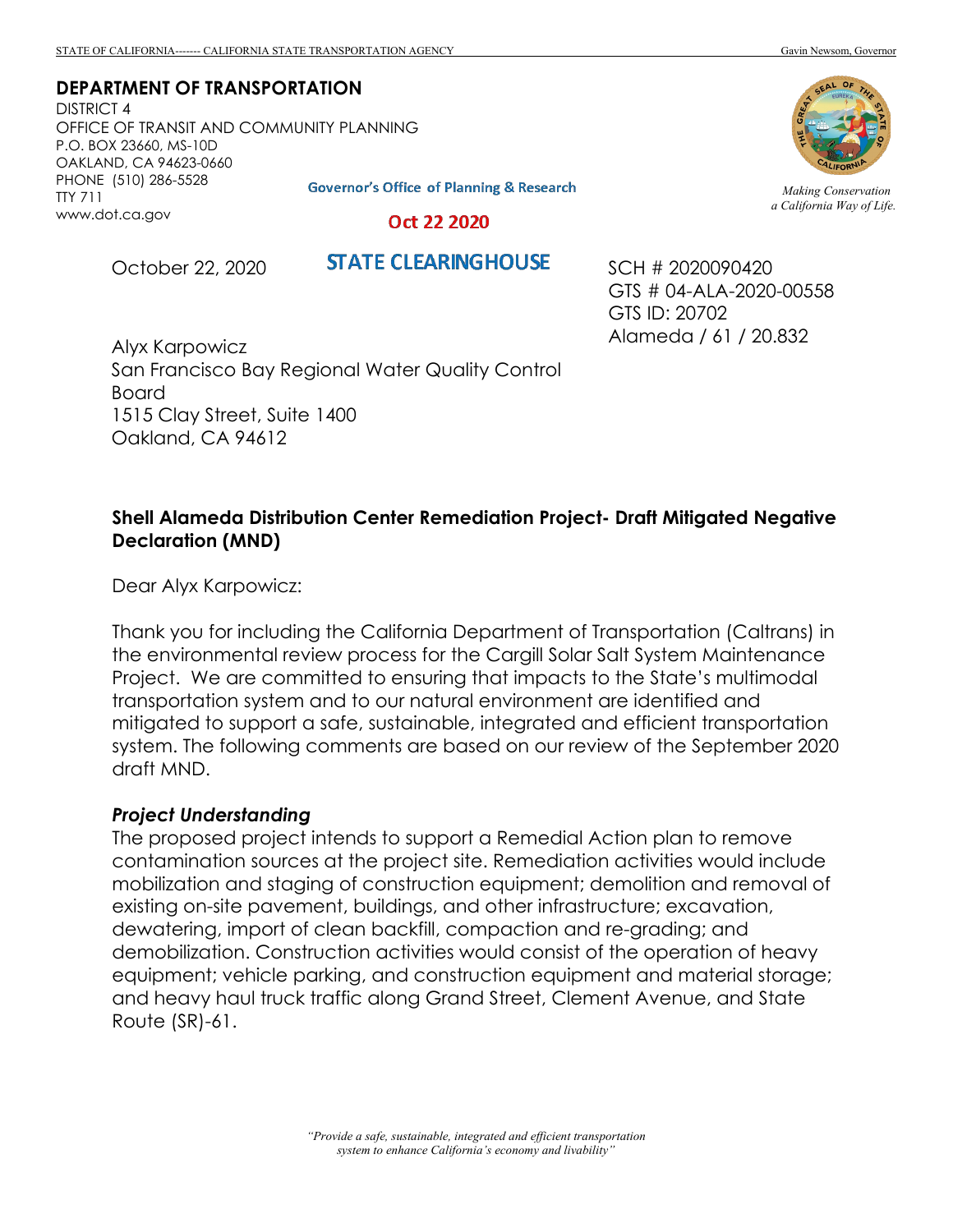STATE OF CALIFORNIA------- CALIFORNIA STATE TRANSPORTATION AGENCY Gavin Newsom, Governor

**DEPARTMENT OF TRANSPORTATION**
DISTRICT 4
OFFICE OF TRANSIT AND COMMUNITY PLANNING
P.O. BOX 23660, MS-10D
OAKLAND, CA 94623-0660
PHONE (510) 286-5528
TTY 711
www.dot.ca.gov

*Making Conservation a California Way of Life.*

Governor's Office of Planning & Research

Oct 22 2020

STATE CLEARINGHOUSE

October 22, 2020

SCH # 2020090420
GTS # 04-ALA-2020-00558
GTS ID: 20702
Alameda / 61 / 20.832

Alyx Karpowicz
San Francisco Bay Regional Water Quality Control Board
1515 Clay Street, Suite 1400
Oakland, CA 94612

**Shell Alameda Distribution Center Remediation Project- Draft Mitigated Negative Declaration (MND)**

Dear Alyx Karpowicz:

Thank you for including the California Department of Transportation (Caltrans) in the environmental review process for the Cargill Solar Salt System Maintenance Project. We are committed to ensuring that impacts to the State's multimodal transportation system and to our natural environment are identified and mitigated to support a safe, sustainable, integrated and efficient transportation system. The following comments are based on our review of the September 2020 draft MND.

***Project Understanding***

The proposed project intends to support a Remedial Action plan to remove contamination sources at the project site. Remediation activities would include mobilization and staging of construction equipment; demolition and removal of existing on-site pavement, buildings, and other infrastructure; excavation, dewatering, import of clean backfill, compaction and re-grading; and demobilization. Construction activities would consist of the operation of heavy equipment; vehicle parking, and construction equipment and material storage; and heavy haul truck traffic along Grand Street, Clement Avenue, and State Route (SR)-61.

*"Provide a safe, sustainable, integrated and efficient transportation system to enhance California's economy and livability"*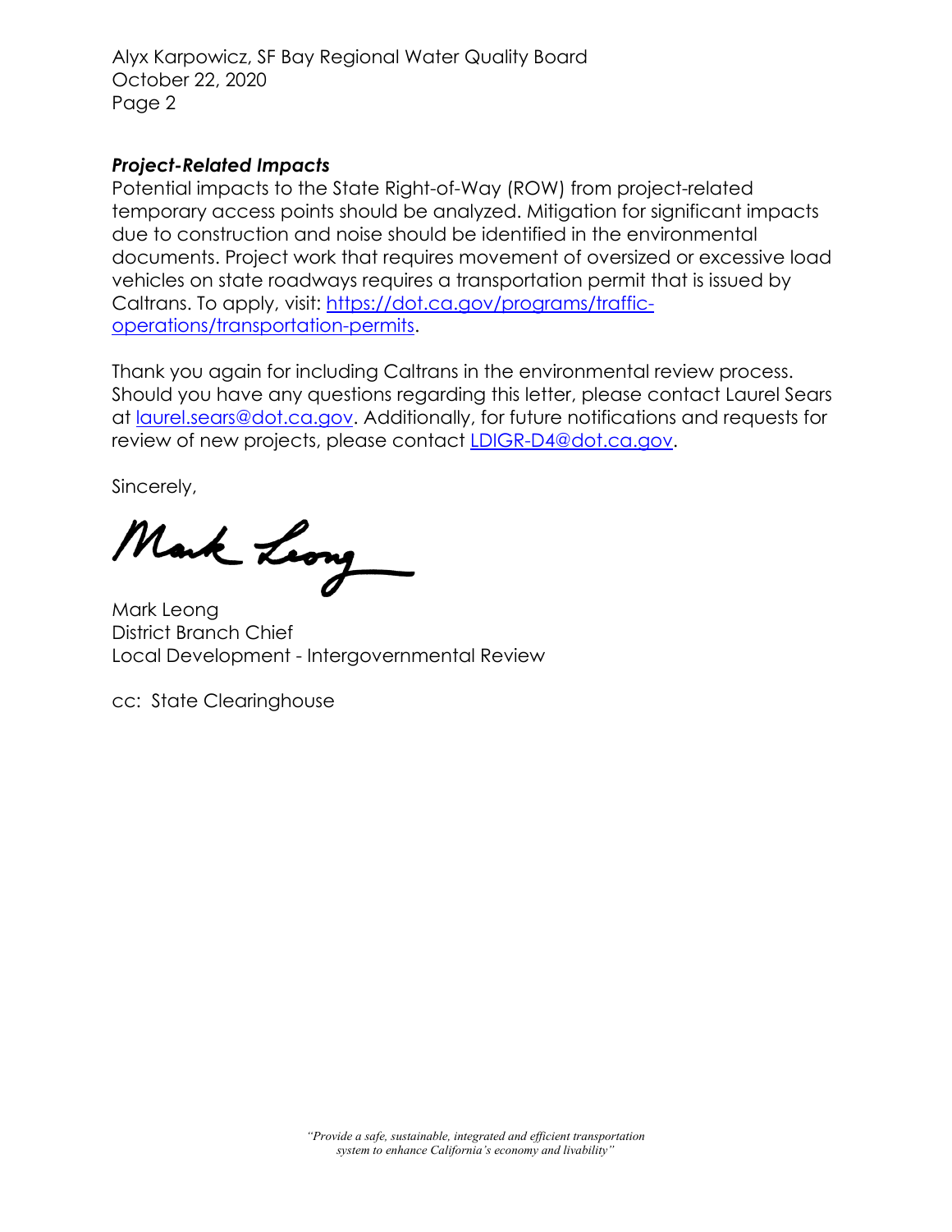### ***Project-Related Impacts***

Potential impacts to the State Right-of-Way (ROW) from project-related temporary access points should be analyzed. Mitigation for significant impacts due to construction and noise should be identified in the environmental documents. Project work that requires movement of oversized or excessive load vehicles on state roadways requires a transportation permit that is issued by Caltrans. To apply, visit: https://dot.ca.gov/programs/traffic-operations/transportation-permits.

Thank you again for including Caltrans in the environmental review process. Should you have any questions regarding this letter, please contact Laurel Sears at laurel.sears@dot.ca.gov. Additionally, for future notifications and requests for review of new projects, please contact LDIGR-D4@dot.ca.gov.

Sincerely,

Mark Leong

Mark Leong
District Branch Chief
Local Development - Intergovernmental Review

cc: State Clearinghouse

*"Provide a safe, sustainable, integrated and efficient transportation system to enhance California's economy and livability"*